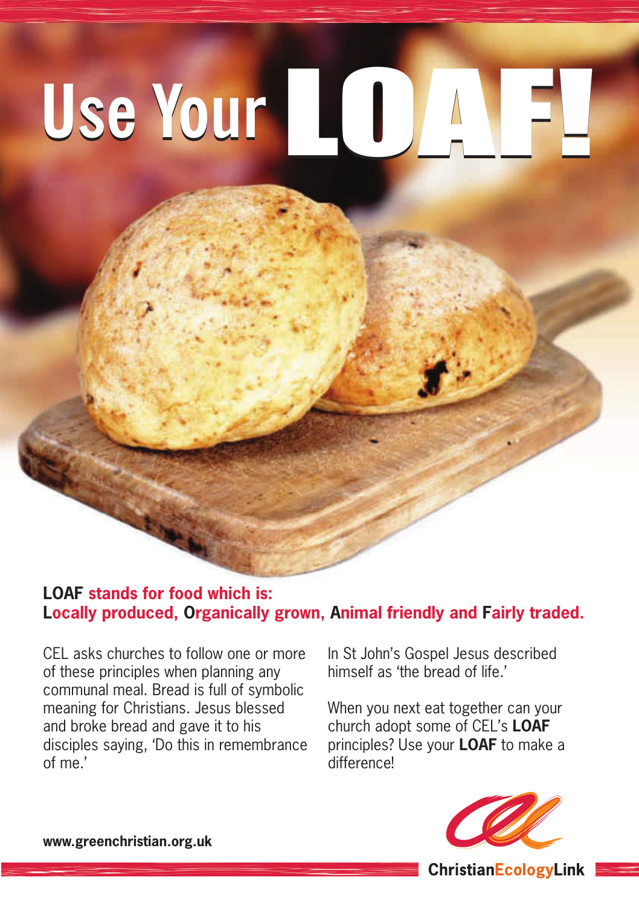# Use Your LOAF!

**LOAF stands for food which is:**
**Locally produced, Organically grown, Animal friendly and Fairly traded.**

CEL asks churches to follow one or more of these principles when planning any communal meal. Bread is full of symbolic meaning for Christians. Jesus blessed and broke bread and gave it to his disciples saying, 'Do this in remembrance of me.'

In St John's Gospel Jesus described himself as 'the bread of life.'

When you next eat together can your church adopt some of CEL's **LOAF** principles? Use your **LOAF** to make a difference!

**www.greenchristian.org.uk**

**ChristianEcologyLink**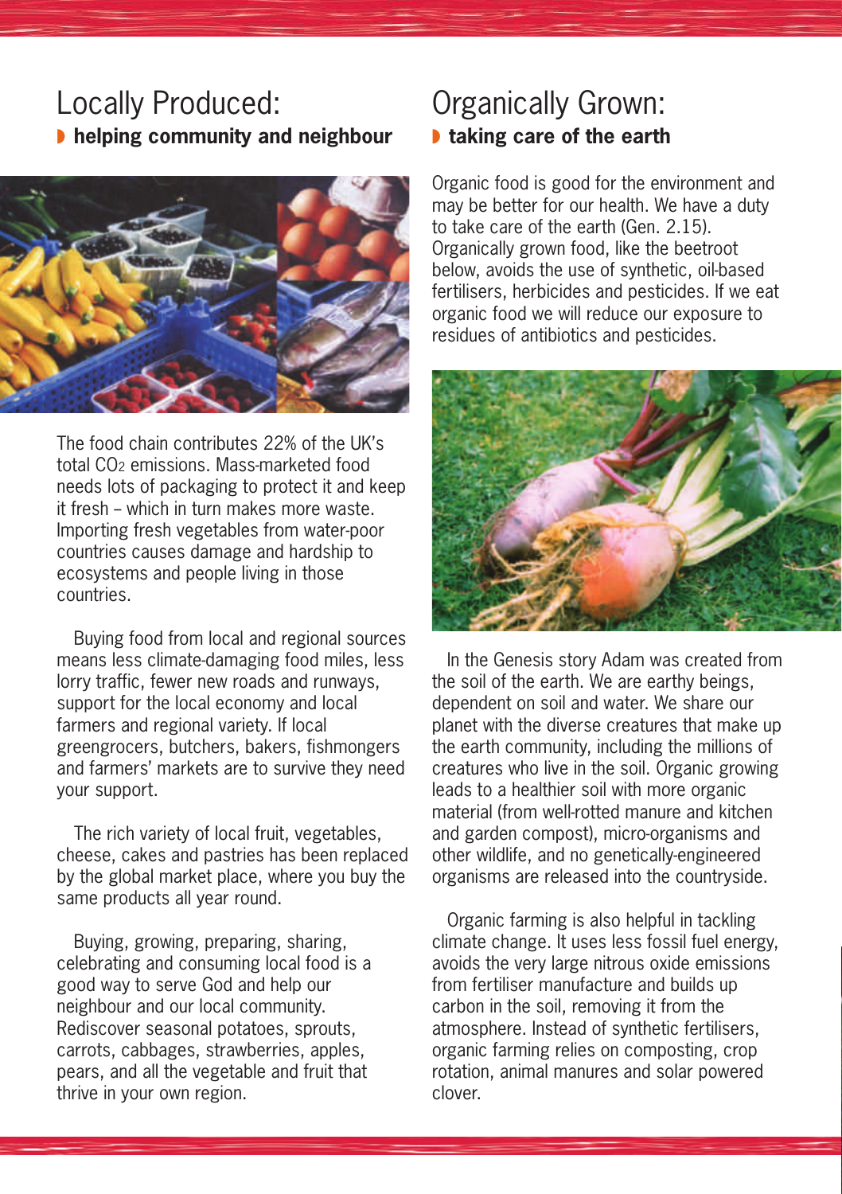## Locally Produced:

### helping community and neighbour

The food chain contributes 22% of the UK's total $CO_2$ emissions. Mass-marketed food needs lots of packaging to protect it and keep it fresh – which in turn makes more waste. Importing fresh vegetables from water-poor countries causes damage and hardship to ecosystems and people living in those countries.

Buying food from local and regional sources means less climate-damaging food miles, less lorry traffic, fewer new roads and runways, support for the local economy and local farmers and regional variety. If local greengrocers, butchers, bakers, fishmongers and farmers' markets are to survive they need your support.

The rich variety of local fruit, vegetables, cheese, cakes and pastries has been replaced by the global market place, where you buy the same products all year round.

Buying, growing, preparing, sharing, celebrating and consuming local food is a good way to serve God and help our neighbour and our local community. Rediscover seasonal potatoes, sprouts, carrots, cabbages, strawberries, apples, pears, and all the vegetable and fruit that thrive in your own region.

## Organically Grown:

### taking care of the earth

Organic food is good for the environment and may be better for our health. We have a duty to take care of the earth (Gen. 2.15). Organically grown food, like the beetroot below, avoids the use of synthetic, oil-based fertilisers, herbicides and pesticides. If we eat organic food we will reduce our exposure to residues of antibiotics and pesticides.

In the Genesis story Adam was created from the soil of the earth. We are earthy beings, dependent on soil and water. We share our planet with the diverse creatures that make up the earth community, including the millions of creatures who live in the soil. Organic growing leads to a healthier soil with more organic material (from well-rotted manure and kitchen and garden compost), micro-organisms and other wildlife, and no genetically-engineered organisms are released into the countryside.

Organic farming is also helpful in tackling climate change. It uses less fossil fuel energy, avoids the very large nitrous oxide emissions from fertiliser manufacture and builds up carbon in the soil, removing it from the atmosphere. Instead of synthetic fertilisers, organic farming relies on composting, crop rotation, animal manures and solar powered clover.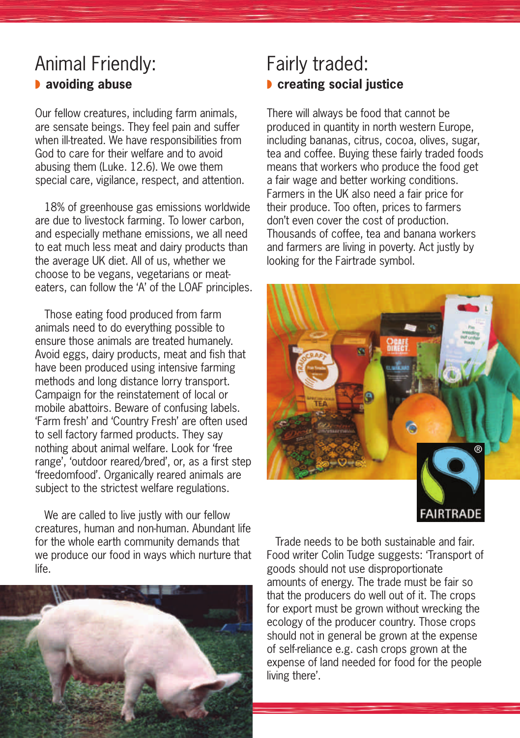## Animal Friendly:

### avoiding abuse

Our fellow creatures, including farm animals, are sensate beings. They feel pain and suffer when ill-treated. We have responsibilities from God to care for their welfare and to avoid abusing them (Luke. 12.6). We owe them special care, vigilance, respect, and attention.

18% of greenhouse gas emissions worldwide are due to livestock farming. To lower carbon, and especially methane emissions, we all need to eat much less meat and dairy products than the average UK diet. All of us, whether we choose to be vegans, vegetarians or meat-eaters, can follow the 'A' of the LOAF principles.

Those eating food produced from farm animals need to do everything possible to ensure those animals are treated humanely. Avoid eggs, dairy products, meat and fish that have been produced using intensive farming methods and long distance lorry transport. Campaign for the reinstatement of local or mobile abattoirs. Beware of confusing labels. 'Farm fresh' and 'Country Fresh' are often used to sell factory farmed products. They say nothing about animal welfare. Look for 'free range', 'outdoor reared/bred', or, as a first step 'freedomfood'. Organically reared animals are subject to the strictest welfare regulations.

We are called to live justly with our fellow creatures, human and non-human. Abundant life for the whole earth community demands that we produce our food in ways which nurture that life.

## Fairly traded:

### creating social justice

There will always be food that cannot be produced in quantity in north western Europe, including bananas, citrus, cocoa, olives, sugar, tea and coffee. Buying these fairly traded foods means that workers who produce the food get a fair wage and better working conditions. Farmers in the UK also need a fair price for their produce. Too often, prices to farmers don't even cover the cost of production. Thousands of coffee, tea and banana workers and farmers are living in poverty. Act justly by looking for the Fairtrade symbol.

Trade needs to be both sustainable and fair. Food writer Colin Tudge suggests: 'Transport of goods should not use disproportionate amounts of energy. The trade must be fair so that the producers do well out of it. The crops for export must be grown without wrecking the ecology of the producer country. Those crops should not in general be grown at the expense of self-reliance e.g. cash crops grown at the expense of land needed for food for the people living there'.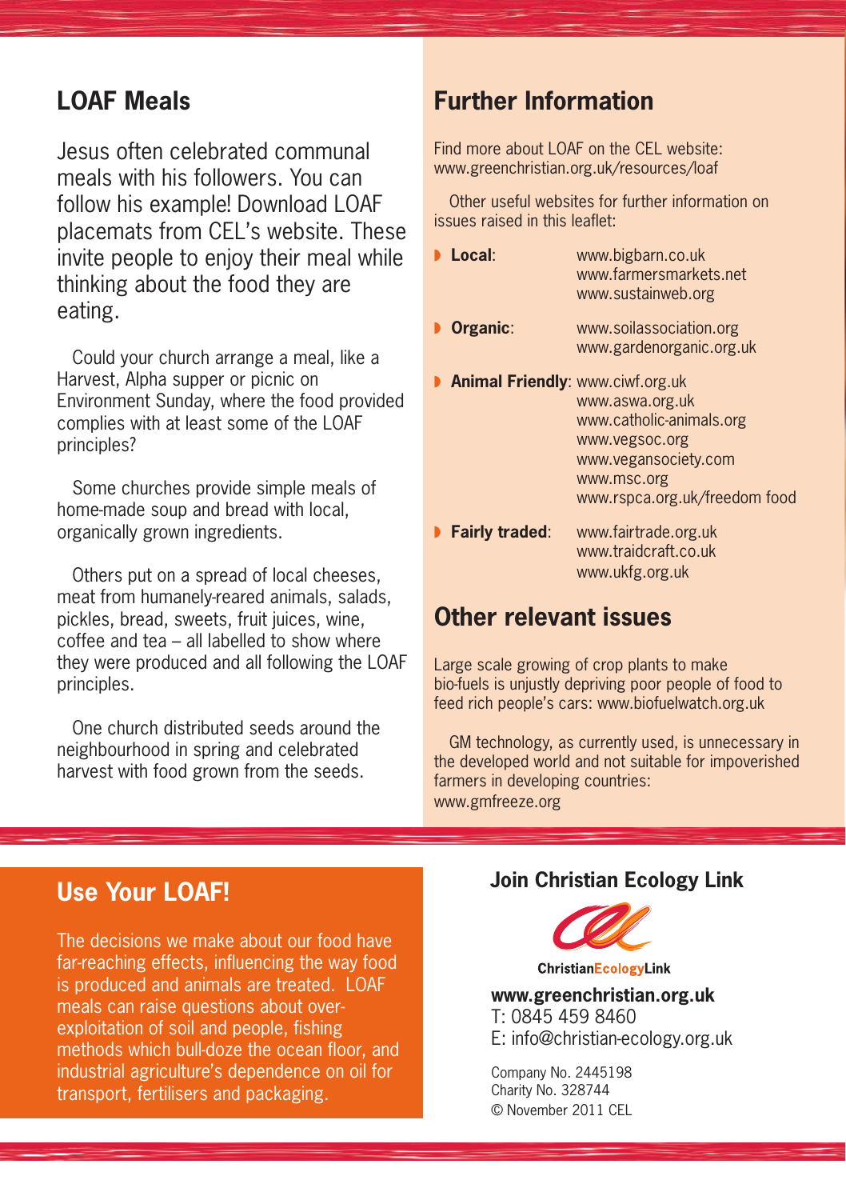## LOAF Meals

Jesus often celebrated communal meals with his followers. You can follow his example! Download LOAF placemats from CEL's website. These invite people to enjoy their meal while thinking about the food they are eating.

Could your church arrange a meal, like a Harvest, Alpha supper or picnic on Environment Sunday, where the food provided complies with at least some of the LOAF principles?

Some churches provide simple meals of home-made soup and bread with local, organically grown ingredients.

Others put on a spread of local cheeses, meat from humanely-reared animals, salads, pickles, bread, sweets, fruit juices, wine, coffee and tea – all labelled to show where they were produced and all following the LOAF principles.

One church distributed seeds around the neighbourhood in spring and celebrated harvest with food grown from the seeds.

## Further Information

Find more about LOAF on the CEL website:
www.greenchristian.org.uk/resources/loaf

Other useful websites for further information on issues raised in this leaflet:

- **Local**: www.bigbarn.co.uk, www.farmersmarkets.net, www.sustainweb.org
- **Organic**: www.soilassociation.org, www.gardenorganic.org.uk
- **Animal Friendly**: www.ciwf.org.uk, www.aswa.org.uk, www.catholic-animals.org, www.vegsoc.org, www.vegansociety.com, www.msc.org, www.rspca.org.uk/freedom food
- **Fairly traded**: www.fairtrade.org.uk, www.traidcraft.co.uk, www.ukfg.org.uk

## Other relevant issues

Large scale growing of crop plants to make bio-fuels is unjustly depriving poor people of food to feed rich people's cars: www.biofuelwatch.org.uk

GM technology, as currently used, is unnecessary in the developed world and not suitable for impoverished farmers in developing countries: www.gmfreeze.org

## Use Your LOAF!

The decisions we make about our food have far-reaching effects, influencing the way food is produced and animals are treated. LOAF meals can raise questions about over-exploitation of soil and people, fishing methods which bull-doze the ocean floor, and industrial agriculture's dependence on oil for transport, fertilisers and packaging.

### Join Christian Ecology Link

ChristianEcologyLink

**www.greenchristian.org.uk**
T: 0845 459 8460
E: info@christian-ecology.org.uk

Company No. 2445198
Charity No. 328744
© November 2011 CEL